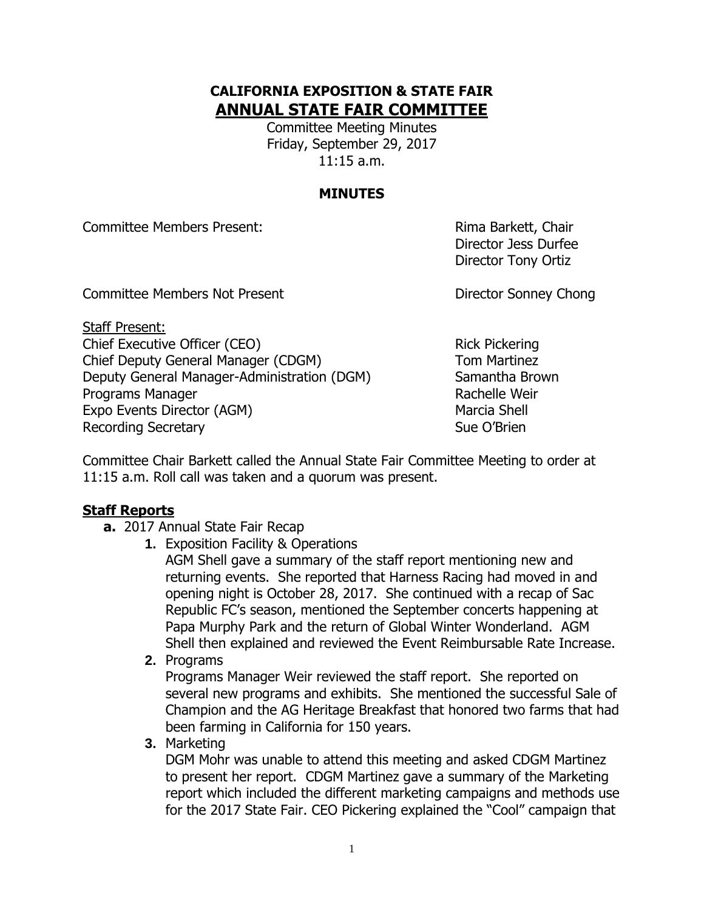# CALIFORNIA EXPOSITION & STATE FAIR

## ANNUAL STATE FAIR COMMITTEE

Committee Meeting Minutes
Friday, September 29, 2017
11:15 a.m.

**MINUTES**

| | |
|---|---|
| Committee Members Present: | Rima Barkett, Chair<br>Director Jess Durfee<br>Director Tony Ortiz |
| Committee Members Not Present | Director Sonney Chong |

Staff Present:

| | |
|---|---|
| Chief Executive Officer (CEO) | Rick Pickering |
| Chief Deputy General Manager (CDGM) | Tom Martinez |
| Deputy General Manager-Administration (DGM) | Samantha Brown |
| Programs Manager | Rachelle Weir |
| Expo Events Director (AGM) | Marcia Shell |
| Recording Secretary | Sue O'Brien |

Committee Chair Barkett called the Annual State Fair Committee Meeting to order at 11:15 a.m. Roll call was taken and a quorum was present.

## Staff Reports

**a.** 2017 Annual State Fair Recap

1. Exposition Facility & Operations
   AGM Shell gave a summary of the staff report mentioning new and returning events. She reported that Harness Racing had moved in and opening night is October 28, 2017. She continued with a recap of Sac Republic FC's season, mentioned the September concerts happening at Papa Murphy Park and the return of Global Winter Wonderland. AGM Shell then explained and reviewed the Event Reimbursable Rate Increase.
2. Programs
   Programs Manager Weir reviewed the staff report. She reported on several new programs and exhibits. She mentioned the successful Sale of Champion and the AG Heritage Breakfast that honored two farms that had been farming in California for 150 years.
3. Marketing
   DGM Mohr was unable to attend this meeting and asked CDGM Martinez to present her report. CDGM Martinez gave a summary of the Marketing report which included the different marketing campaigns and methods use for the 2017 State Fair. CEO Pickering explained the "Cool" campaign that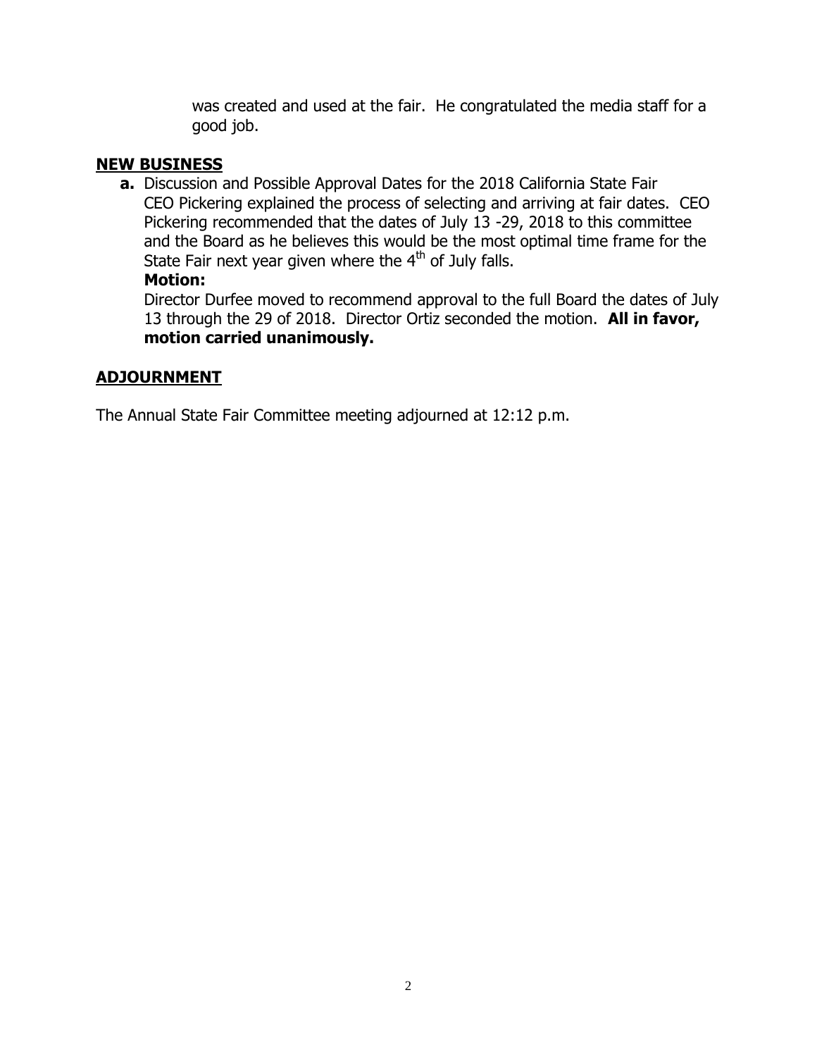was created and used at the fair. He congratulated the media staff for a good job.

## NEW BUSINESS

**a.** Discussion and Possible Approval Dates for the 2018 California State Fair
CEO Pickering explained the process of selecting and arriving at fair dates. CEO Pickering recommended that the dates of July 13 -29, 2018 to this committee and the Board as he believes this would be the most optimal time frame for the State Fair next year given where the 4th of July falls.
**Motion:**
Director Durfee moved to recommend approval to the full Board the dates of July 13 through the 29 of 2018. Director Ortiz seconded the motion. **All in favor, motion carried unanimously.**

## ADJOURNMENT

The Annual State Fair Committee meeting adjourned at 12:12 p.m.